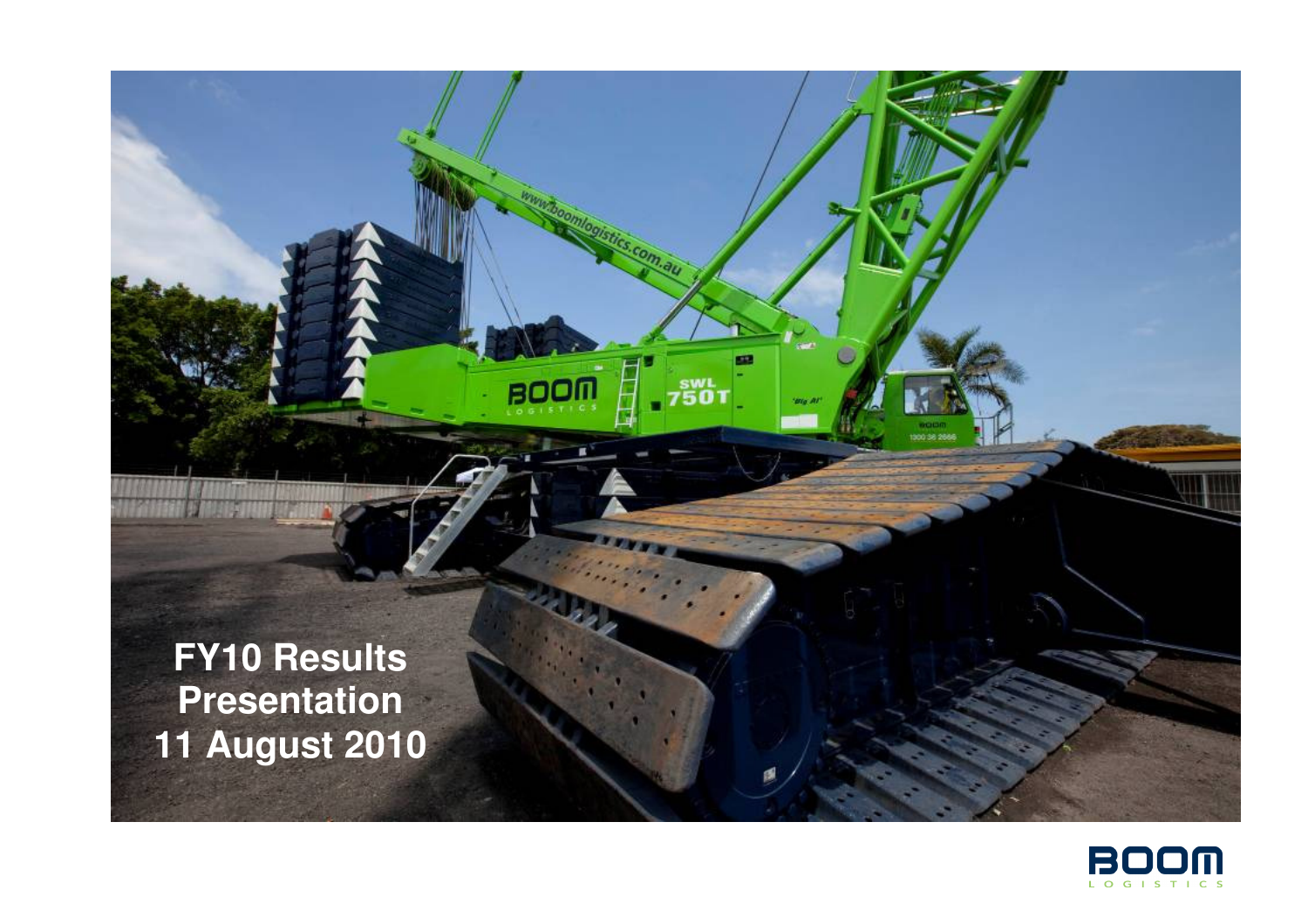# FY10 Results Presentation 11 August 2010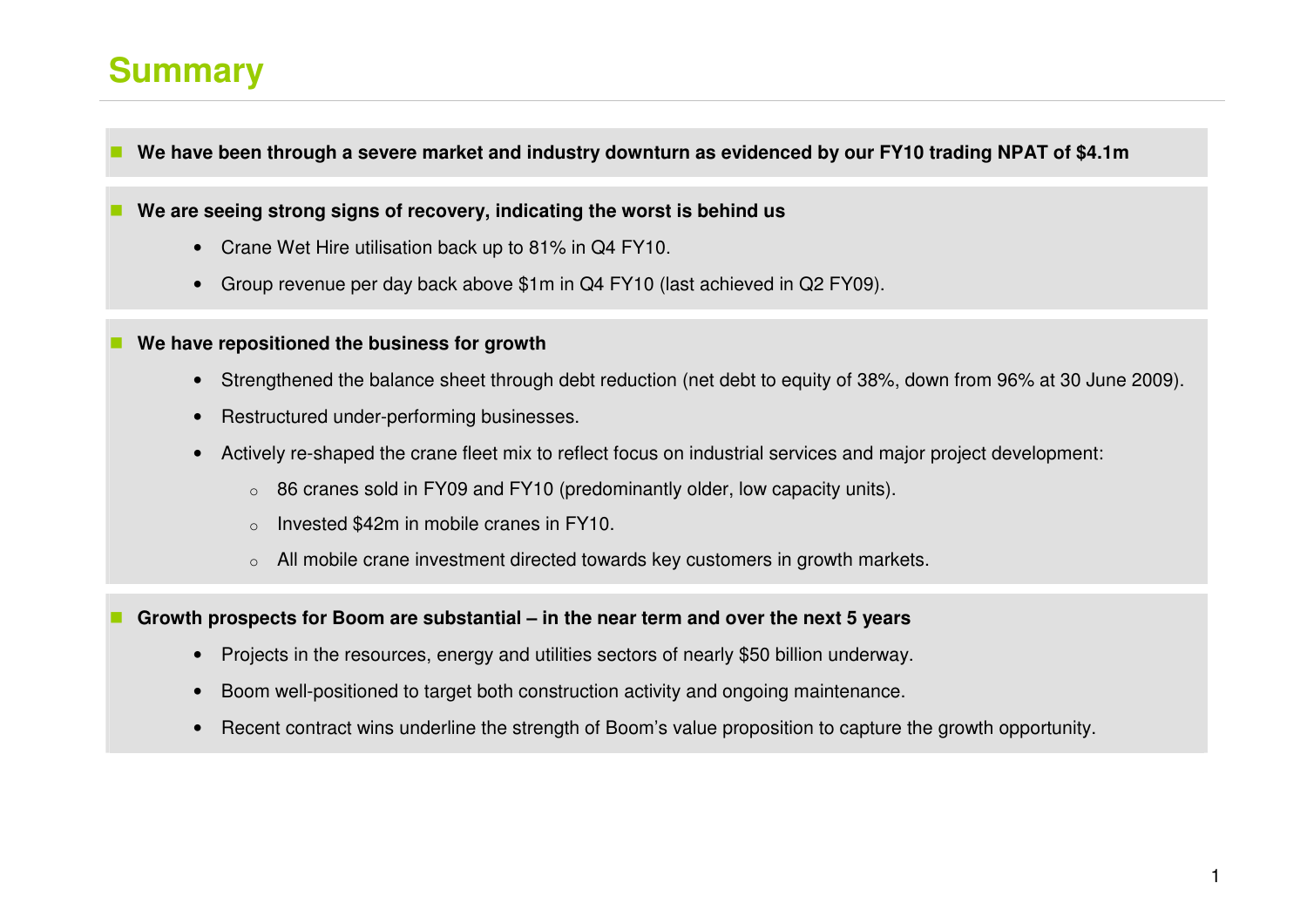# Summary

- **We have been through a severe market and industry downturn as evidenced by our FY10 trading NPAT of $4.1m**

- **We are seeing strong signs of recovery, indicating the worst is behind us**
  - Crane Wet Hire utilisation back up to 81% in Q4 FY10.
  - Group revenue per day back above $1m in Q4 FY10 (last achieved in Q2 FY09).

- **We have repositioned the business for growth**
  - Strengthened the balance sheet through debt reduction (net debt to equity of 38%, down from 96% at 30 June 2009).
  - Restructured under-performing businesses.
  - Actively re-shaped the crane fleet mix to reflect focus on industrial services and major project development:
    - 86 cranes sold in FY09 and FY10 (predominantly older, low capacity units).
    - Invested $42m in mobile cranes in FY10.
    - All mobile crane investment directed towards key customers in growth markets.

- **Growth prospects for Boom are substantial – in the near term and over the next 5 years**
  - Projects in the resources, energy and utilities sectors of nearly $50 billion underway.
  - Boom well-positioned to target both construction activity and ongoing maintenance.
  - Recent contract wins underline the strength of Boom's value proposition to capture the growth opportunity.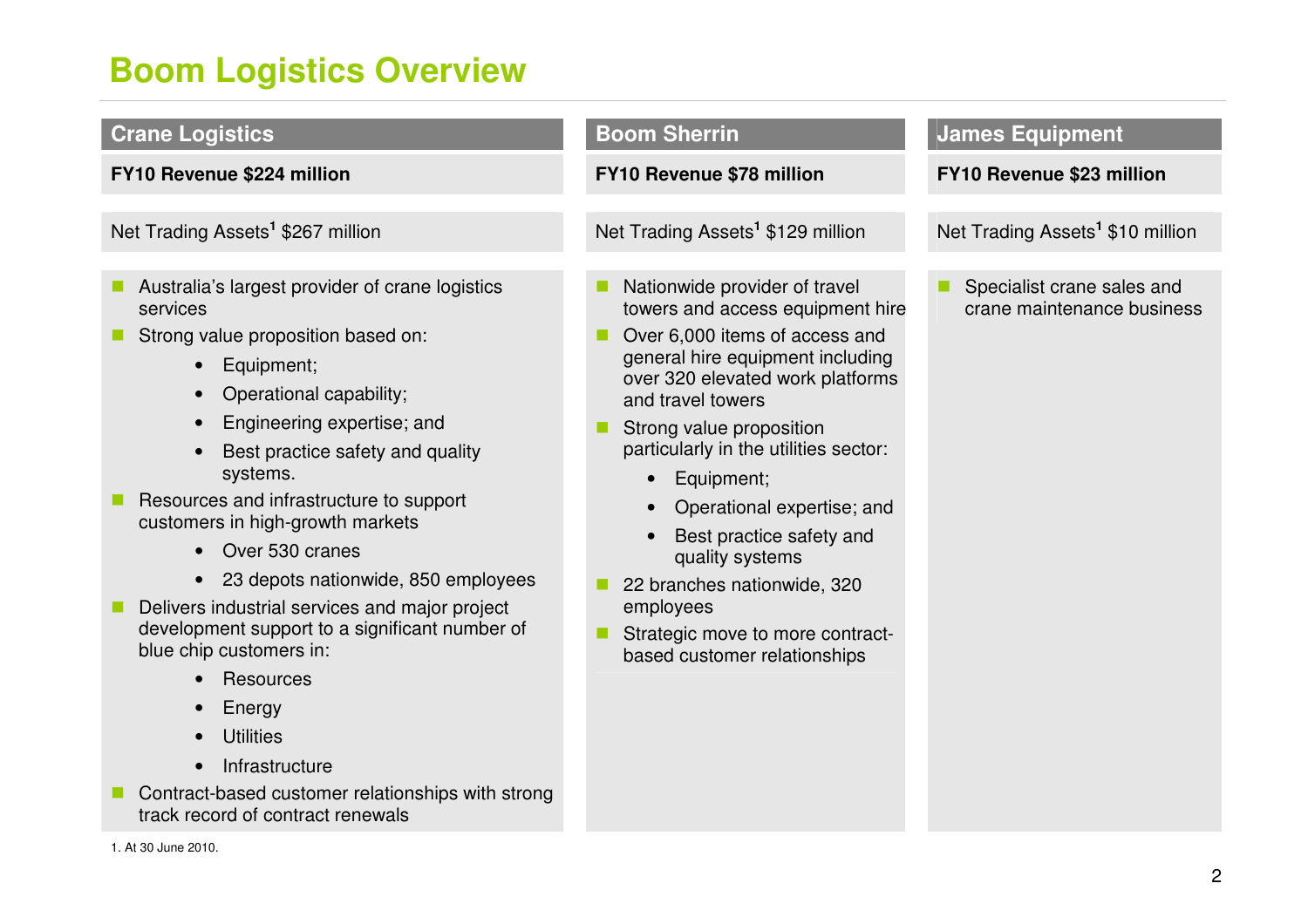# Boom Logistics Overview

## Crane Logistics

**FY10 Revenue $224 million**

Net Trading Assets[1] $267 million

- Australia's largest provider of crane logistics services
- Strong value proposition based on:
  - Equipment;
  - Operational capability;
  - Engineering expertise; and
  - Best practice safety and quality systems.
- Resources and infrastructure to support customers in high-growth markets
  - Over 530 cranes
  - 23 depots nationwide, 850 employees
- Delivers industrial services and major project development support to a significant number of blue chip customers in:
  - Resources
  - Energy
  - Utilities
  - Infrastructure
- Contract-based customer relationships with strong track record of contract renewals

## Boom Sherrin

**FY10 Revenue $78 million**

Net Trading Assets[1] $129 million

- Nationwide provider of travel towers and access equipment hire
- Over 6,000 items of access and general hire equipment including over 320 elevated work platforms and travel towers
- Strong value proposition particularly in the utilities sector:
  - Equipment;
  - Operational expertise; and
  - Best practice safety and quality systems
- 22 branches nationwide, 320 employees
- Strategic move to more contract-based customer relationships

## James Equipment

**FY10 Revenue $23 million**

Net Trading Assets[1] $10 million

- Specialist crane sales and crane maintenance business

1. At 30 June 2010.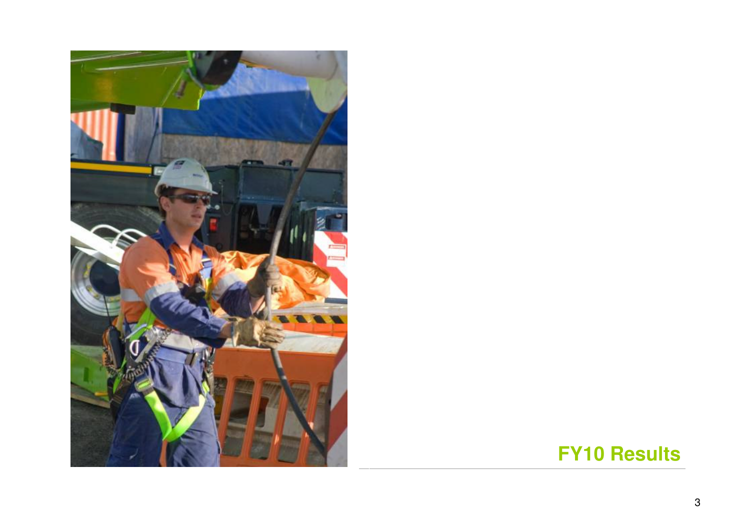# FY10 Results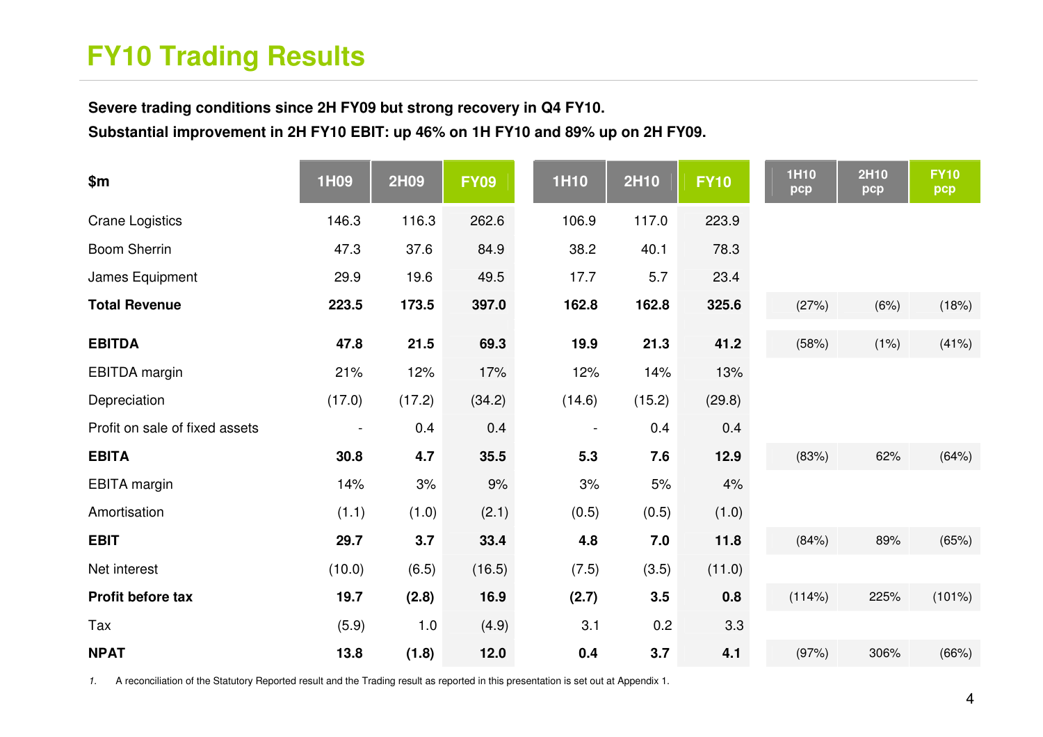# FY10 Trading Results

**Severe trading conditions since 2H FY09 but strong recovery in Q4 FY10.**

**Substantial improvement in 2H FY10 EBIT: up 46% on 1H FY10 and 89% up on 2H FY09.**

| $m | 1H09 | 2H09 | FY09 | 1H10 | 2H10 | FY10 | 1H10 pcp | 2H10 pcp | FY10 pcp |
|---|---|---|---|---|---|---|---|---|---|
| Crane Logistics | 146.3 | 116.3 | 262.6 | 106.9 | 117.0 | 223.9 | | | |
| Boom Sherrin | 47.3 | 37.6 | 84.9 | 38.2 | 40.1 | 78.3 | | | |
| James Equipment | 29.9 | 19.6 | 49.5 | 17.7 | 5.7 | 23.4 | | | |
| **Total Revenue** | **223.5** | **173.5** | **397.0** | **162.8** | **162.8** | **325.6** | (27%) | (6%) | (18%) |
| **EBITDA** | **47.8** | **21.5** | **69.3** | **19.9** | **21.3** | **41.2** | (58%) | (1%) | (41%) |
| EBITDA margin | 21% | 12% | 17% | 12% | 14% | 13% | | | |
| Depreciation | (17.0) | (17.2) | (34.2) | (14.6) | (15.2) | (29.8) | | | |
| Profit on sale of fixed assets | - | 0.4 | 0.4 | - | 0.4 | 0.4 | | | |
| **EBITA** | **30.8** | **4.7** | **35.5** | **5.3** | **7.6** | **12.9** | (83%) | 62% | (64%) |
| EBITA margin | 14% | 3% | 9% | 3% | 5% | 4% | | | |
| Amortisation | (1.1) | (1.0) | (2.1) | (0.5) | (0.5) | (1.0) | | | |
| **EBIT** | **29.7** | **3.7** | **33.4** | **4.8** | **7.0** | **11.8** | (84%) | 89% | (65%) |
| Net interest | (10.0) | (6.5) | (16.5) | (7.5) | (3.5) | (11.0) | | | |
| **Profit before tax** | **19.7** | **(2.8)** | **16.9** | **(2.7)** | **3.5** | **0.8** | (114%) | 225% | (101%) |
| Tax | (5.9) | 1.0 | (4.9) | 3.1 | 0.2 | 3.3 | | | |
| **NPAT** | **13.8** | **(1.8)** | **12.0** | **0.4** | **3.7** | **4.1** | (97%) | 306% | (66%) |

*1.* A reconciliation of the Statutory Reported result and the Trading result as reported in this presentation is set out at Appendix 1.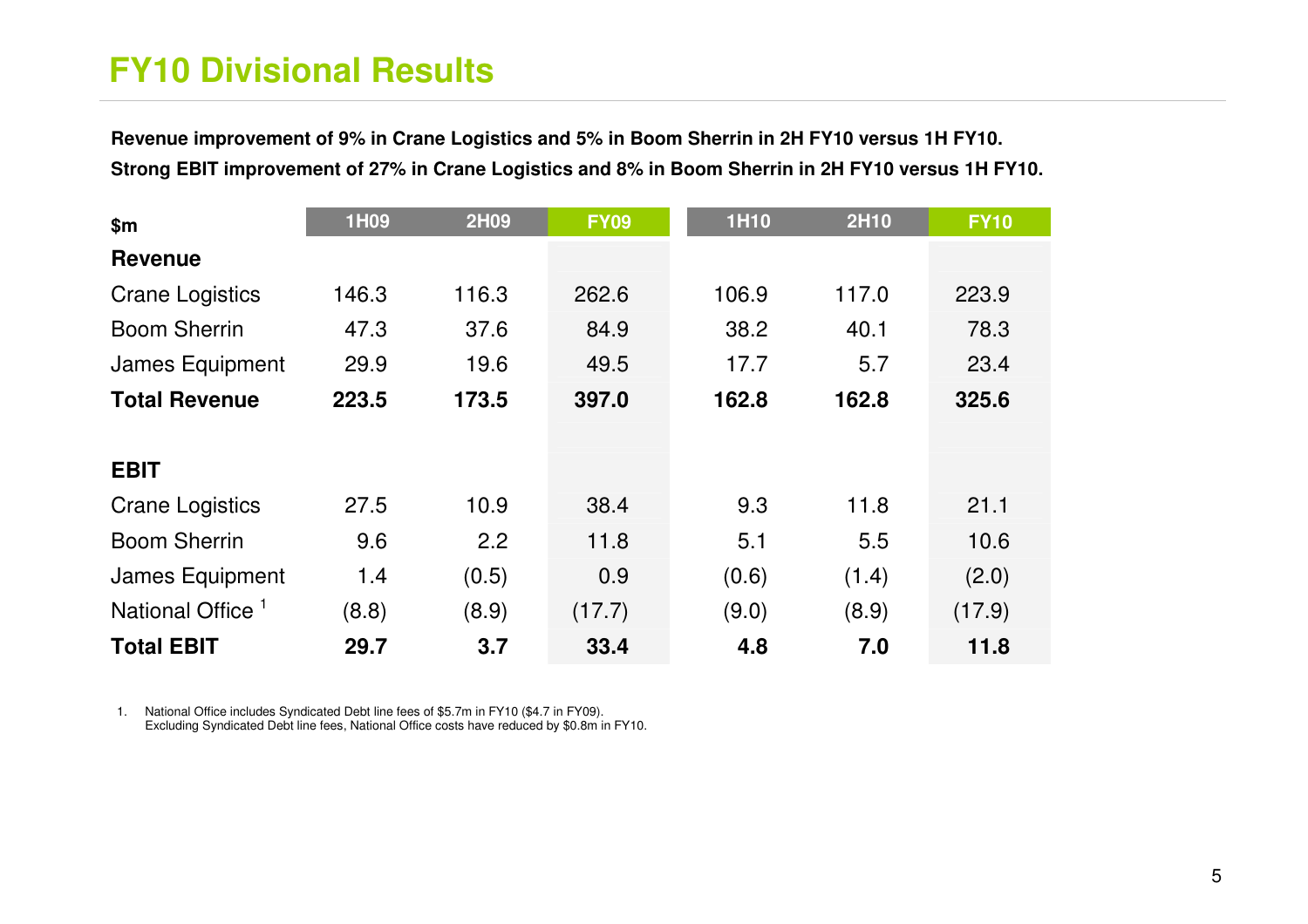# FY10 Divisional Results

**Revenue improvement of 9% in Crane Logistics and 5% in Boom Sherrin in 2H FY10 versus 1H FY10.**
**Strong EBIT improvement of 27% in Crane Logistics and 8% in Boom Sherrin in 2H FY10 versus 1H FY10.**

| $m | 1H09 | 2H09 | FY09 | 1H10 | 2H10 | FY10 |
|---|---|---|---|---|---|---|
| **Revenue** | | | | | | |
| Crane Logistics | 146.3 | 116.3 | 262.6 | 106.9 | 117.0 | 223.9 |
| Boom Sherrin | 47.3 | 37.6 | 84.9 | 38.2 | 40.1 | 78.3 |
| James Equipment | 29.9 | 19.6 | 49.5 | 17.7 | 5.7 | 23.4 |
| **Total Revenue** | **223.5** | **173.5** | **397.0** | **162.8** | **162.8** | **325.6** |
| | | | | | | |
| **EBIT** | | | | | | |
| Crane Logistics | 27.5 | 10.9 | 38.4 | 9.3 | 11.8 | 21.1 |
| Boom Sherrin | 9.6 | 2.2 | 11.8 | 5.1 | 5.5 | 10.6 |
| James Equipment | 1.4 | (0.5) | 0.9 | (0.6) | (1.4) | (2.0) |
| National Office [1] | (8.8) | (8.9) | (17.7) | (9.0) | (8.9) | (17.9) |
| **Total EBIT** | **29.7** | **3.7** | **33.4** | **4.8** | **7.0** | **11.8** |

1. National Office includes Syndicated Debt line fees of $5.7m in FY10 ($4.7 in FY09).
   Excluding Syndicated Debt line fees, National Office costs have reduced by $0.8m in FY10.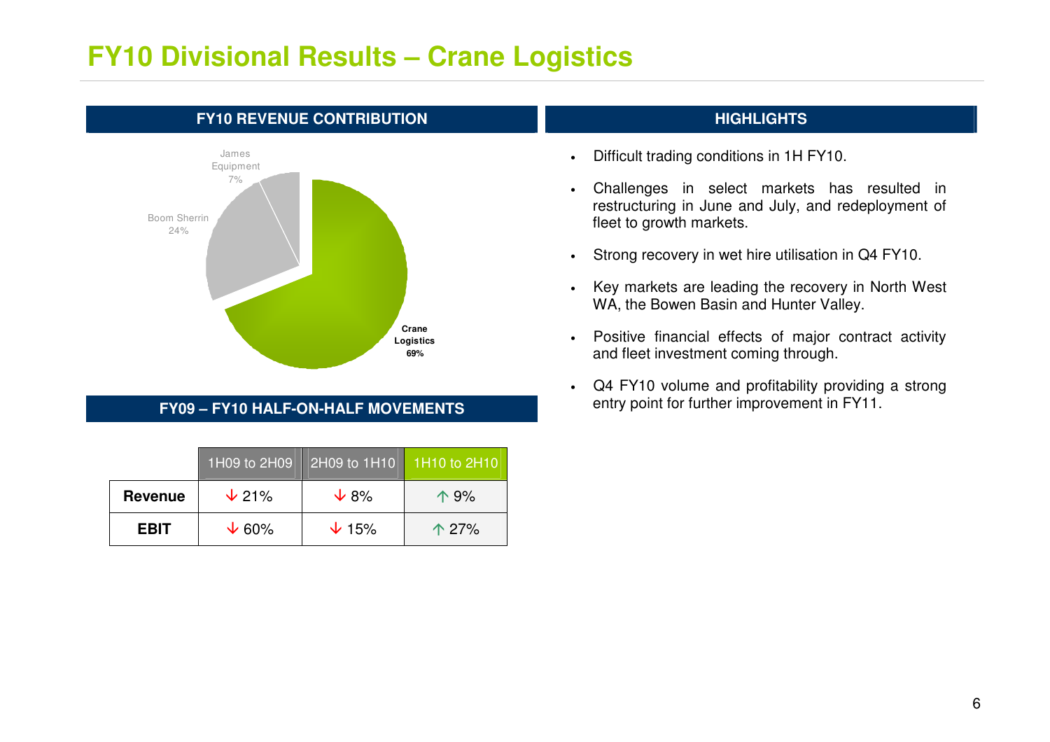# FY10 Divisional Results – Crane Logistics

## FY10 REVENUE CONTRIBUTION

James Equipment 7%

Boom Sherrin 24%

Crane Logistics 69%

## FY09 – FY10 HALF-ON-HALF MOVEMENTS

| | 1H09 to 2H09 | 2H09 to 1H10 | 1H10 to 2H10 |
|---|---|---|---|
| **Revenue** | ↓ 21% | ↓ 8% | ↑ 9% |
| **EBIT** | ↓ 60% | ↓ 15% | ↑ 27% |

## HIGHLIGHTS

- Difficult trading conditions in 1H FY10.
- Challenges in select markets has resulted in restructuring in June and July, and redeployment of fleet to growth markets.
- Strong recovery in wet hire utilisation in Q4 FY10.
- Key markets are leading the recovery in North West WA, the Bowen Basin and Hunter Valley.
- Positive financial effects of major contract activity and fleet investment coming through.
- Q4 FY10 volume and profitability providing a strong entry point for further improvement in FY11.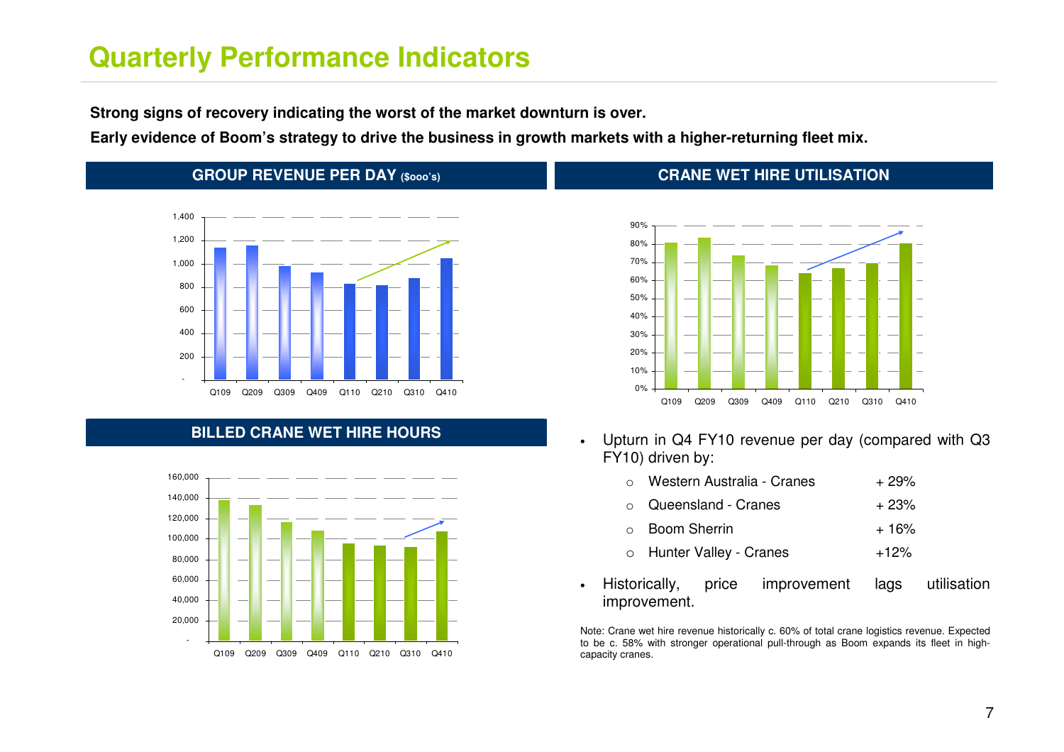# Quarterly Performance Indicators

**Strong signs of recovery indicating the worst of the market downturn is over.**

**Early evidence of Boom's strategy to drive the business in growth markets with a higher-returning fleet mix.**

## GROUP REVENUE PER DAY ($000's)

## CRANE WET HIRE UTILISATION

## BILLED CRANE WET HIRE HOURS

- Upturn in Q4 FY10 revenue per day (compared with Q3 FY10) driven by:
  - Western Australia - Cranes + 29%
  - Queensland - Cranes + 23%
  - Boom Sherrin + 16%
  - Hunter Valley - Cranes +12%
- Historically, price improvement lags utilisation improvement.

Note: Crane wet hire revenue historically c. 60% of total crane logistics revenue. Expected to be c. 58% with stronger operational pull-through as Boom expands its fleet in high-capacity cranes.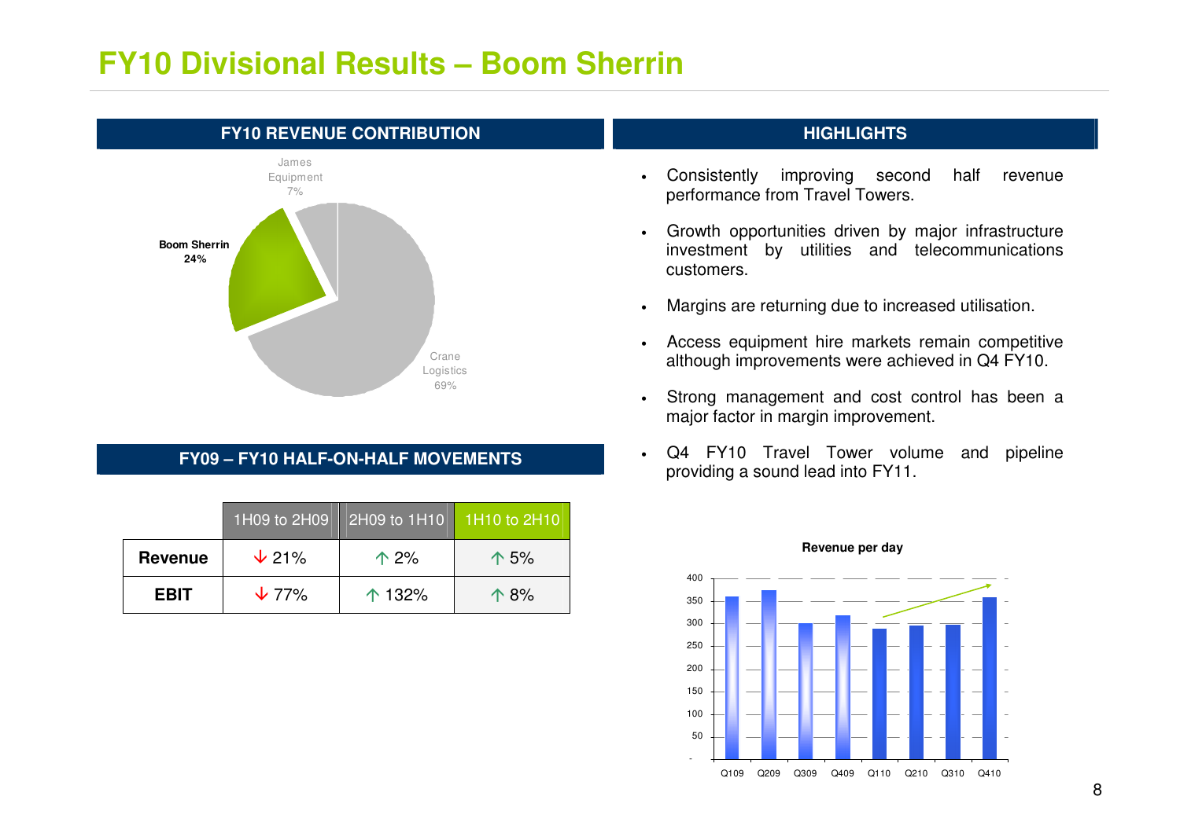# FY10 Divisional Results – Boom Sherrin

## FY10 REVENUE CONTRIBUTION

James Equipment 7%

Boom Sherrin 24%

Crane Logistics 69%

## FY09 – FY10 HALF-ON-HALF MOVEMENTS

| | 1H09 to 2H09 | 2H09 to 1H10 | 1H10 to 2H10 |
|---|---|---|---|
| **Revenue** | ↓ 21% | ↑ 2% | ↑ 5% |
| **EBIT** | ↓ 77% | ↑ 132% | ↑ 8% |

## HIGHLIGHTS

- Consistently improving second half revenue performance from Travel Towers.
- Growth opportunities driven by major infrastructure investment by utilities and telecommunications customers.
- Margins are returning due to increased utilisation.
- Access equipment hire markets remain competitive although improvements were achieved in Q4 FY10.
- Strong management and cost control has been a major factor in margin improvement.
- Q4 FY10 Travel Tower volume and pipeline providing a sound lead into FY11.

**Revenue per day**

| Q109 | Q209 | Q309 | Q409 | Q110 | Q210 | Q310 | Q410 |
|---|---|---|---|---|---|---|---|
| 360 | 375 | 300 | 318 | 289 | 296 | 297 | 358 |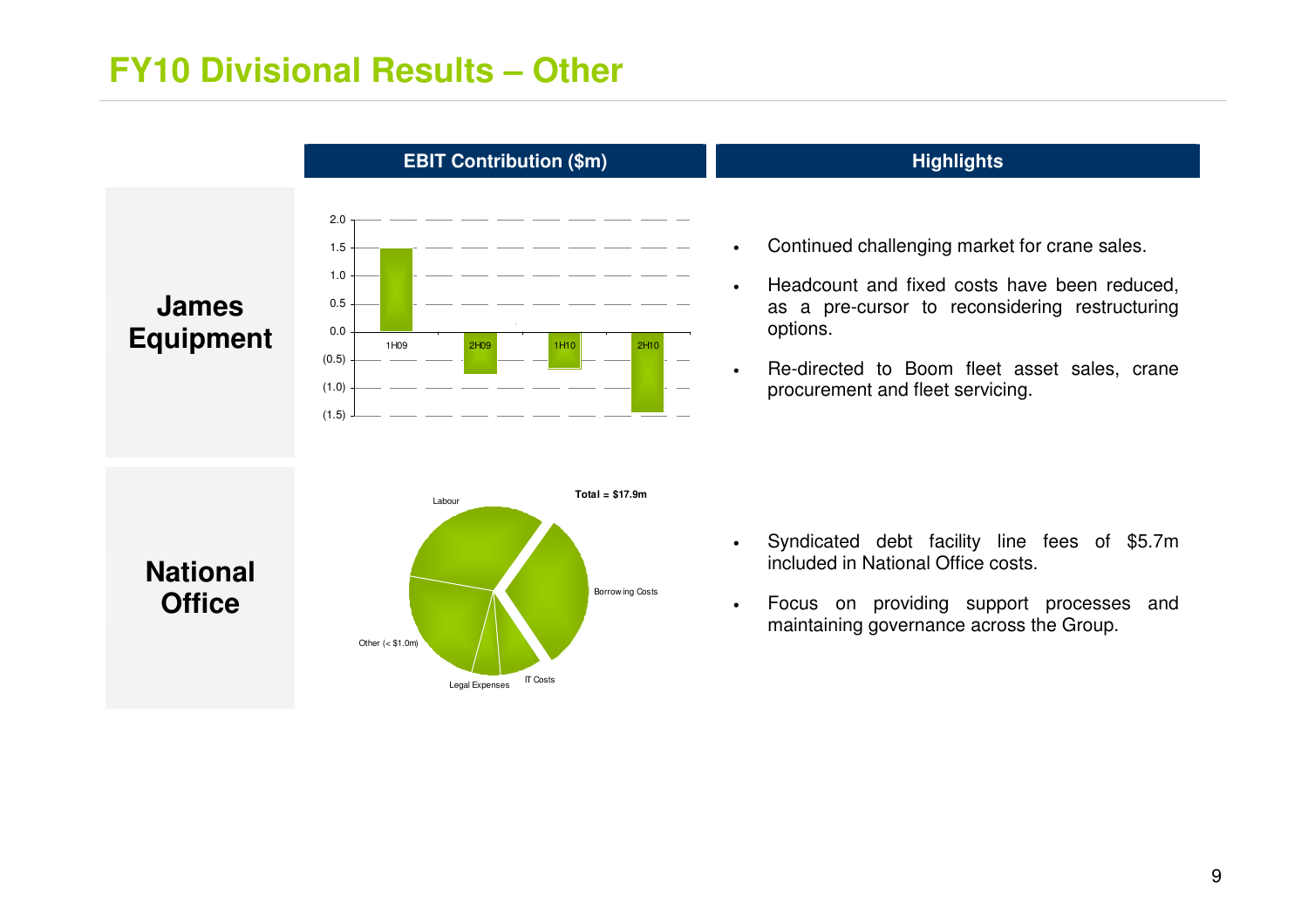# FY10 Divisional Results – Other

| | EBIT Contribution ($m) | Highlights |
|---|---|---|
| **James Equipment** | 1H09, 2H09, 1H10, 2H10 | • Continued challenging market for crane sales.<br>• Headcount and fixed costs have been reduced, as a pre-cursor to reconsidering restructuring options.<br>• Re-directed to Boom fleet asset sales, crane procurement and fleet servicing. |
| **National Office** | Total = $17.9m<br>Labour, Borrowing Costs, IT Costs, Legal Expenses, Other (< $1.0m) | • Syndicated debt facility line fees of $5.7m included in National Office costs.<br>• Focus on providing support processes and maintaining governance across the Group. |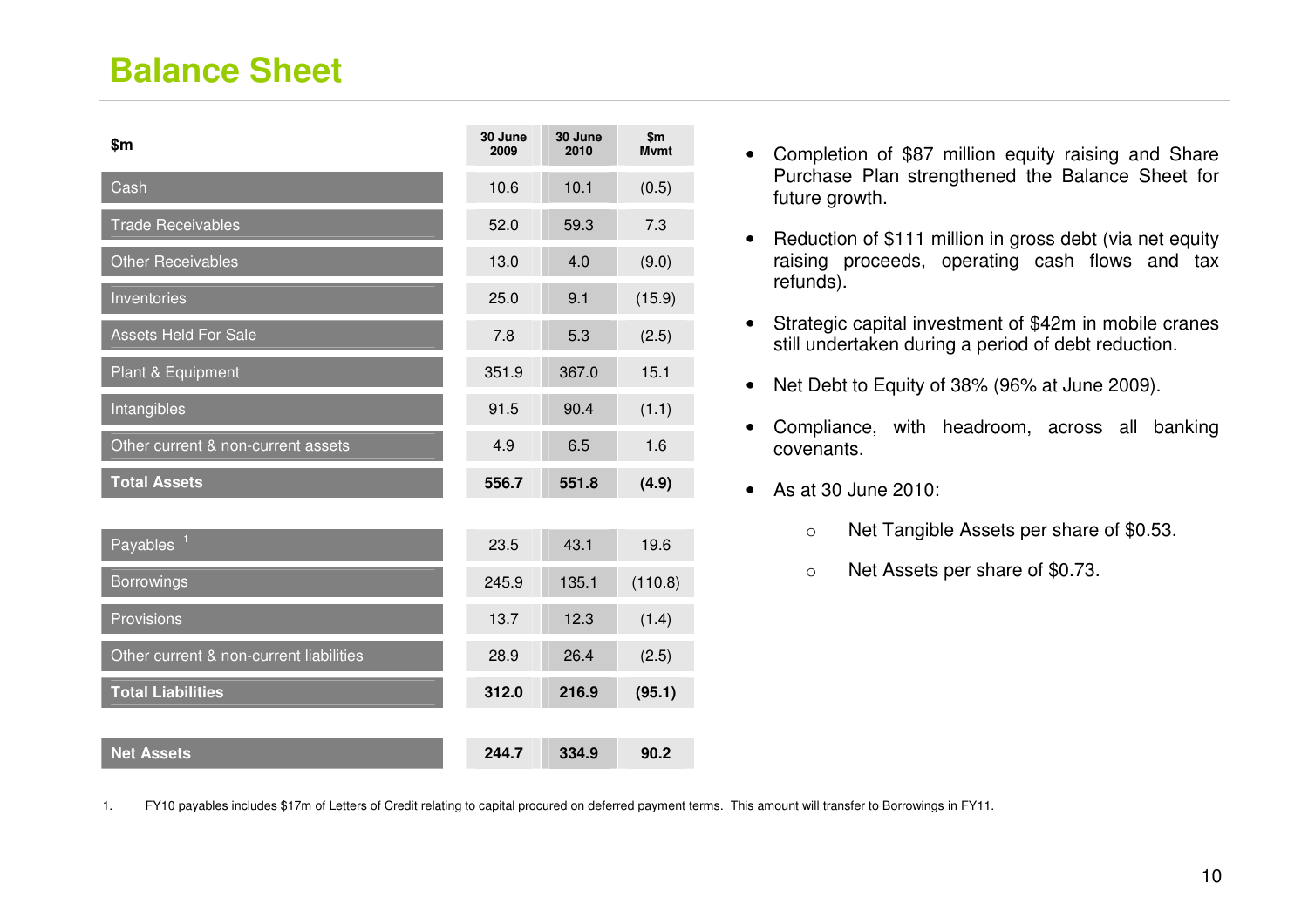# Balance Sheet

| $m | 30 June 2009 | 30 June 2010 | $m Mvmt |
|---|---|---|---|
| Cash | 10.6 | 10.1 | (0.5) |
| Trade Receivables | 52.0 | 59.3 | 7.3 |
| Other Receivables | 13.0 | 4.0 | (9.0) |
| Inventories | 25.0 | 9.1 | (15.9) |
| Assets Held For Sale | 7.8 | 5.3 | (2.5) |
| Plant & Equipment | 351.9 | 367.0 | 15.1 |
| Intangibles | 91.5 | 90.4 | (1.1) |
| Other current & non-current assets | 4.9 | 6.5 | 1.6 |
| **Total Assets** | **556.7** | **551.8** | **(4.9)** |
| Payables [1] | 23.5 | 43.1 | 19.6 |
| Borrowings | 245.9 | 135.1 | (110.8) |
| Provisions | 13.7 | 12.3 | (1.4) |
| Other current & non-current liabilities | 28.9 | 26.4 | (2.5) |
| **Total Liabilities** | **312.0** | **216.9** | **(95.1)** |
| **Net Assets** | **244.7** | **334.9** | **90.2** |

- Completion of $87 million equity raising and Share Purchase Plan strengthened the Balance Sheet for future growth.
- Reduction of $111 million in gross debt (via net equity raising proceeds, operating cash flows and tax refunds).
- Strategic capital investment of $42m in mobile cranes still undertaken during a period of debt reduction.
- Net Debt to Equity of 38% (96% at June 2009).
- Compliance, with headroom, across all banking covenants.
- As at 30 June 2010:
  - Net Tangible Assets per share of $0.53.
  - Net Assets per share of $0.73.

1. FY10 payables includes $17m of Letters of Credit relating to capital procured on deferred payment terms. This amount will transfer to Borrowings in FY11.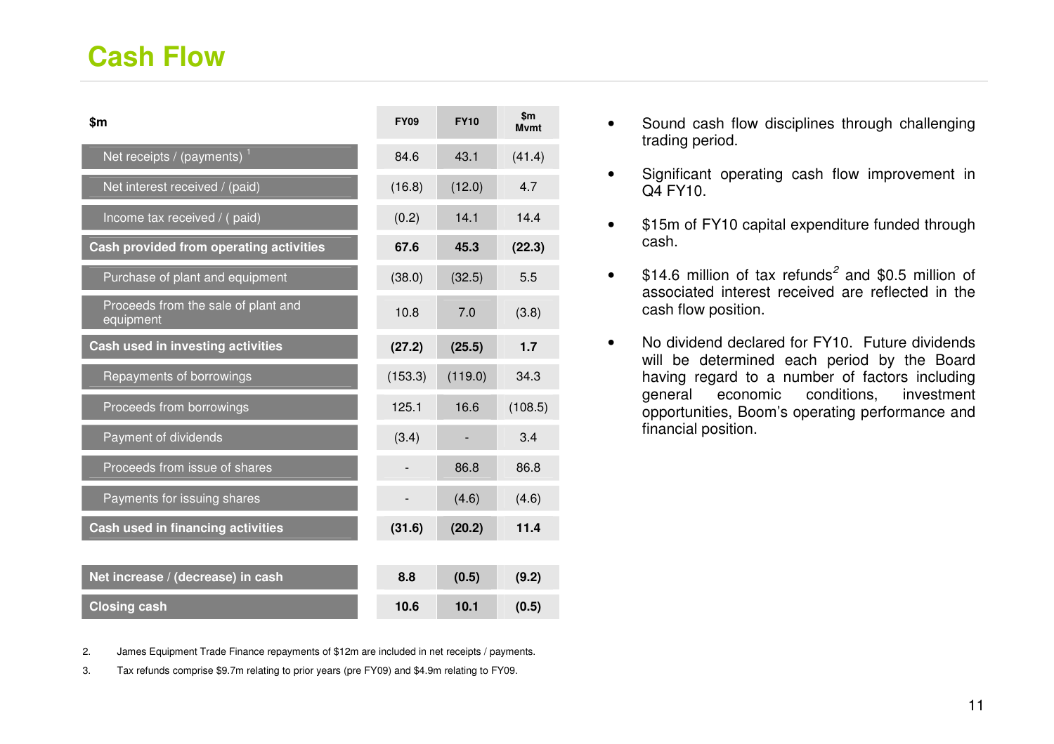# Cash Flow

| $m | FY09 | FY10 | $m Mvmt |
|---|---|---|---|
| Net receipts / (payments) [1] | 84.6 | 43.1 | (41.4) |
| Net interest received / (paid) | (16.8) | (12.0) | 4.7 |
| Income tax received / ( paid) | (0.2) | 14.1 | 14.4 |
| **Cash provided from operating activities** | **67.6** | **45.3** | **(22.3)** |
| Purchase of plant and equipment | (38.0) | (32.5) | 5.5 |
| Proceeds from the sale of plant and equipment | 10.8 | 7.0 | (3.8) |
| **Cash used in investing activities** | **(27.2)** | **(25.5)** | **1.7** |
| Repayments of borrowings | (153.3) | (119.0) | 34.3 |
| Proceeds from borrowings | 125.1 | 16.6 | (108.5) |
| Payment of dividends | (3.4) | - | 3.4 |
| Proceeds from issue of shares | - | 86.8 | 86.8 |
| Payments for issuing shares | - | (4.6) | (4.6) |
| **Cash used in financing activities** | **(31.6)** | **(20.2)** | **11.4** |
| **Net increase / (decrease) in cash** | **8.8** | **(0.5)** | **(9.2)** |
| **Closing cash** | **10.6** | **10.1** | **(0.5)** |

- Sound cash flow disciplines through challenging trading period.
- Significant operating cash flow improvement in Q4 FY10.
- $15m of FY10 capital expenditure funded through cash.
- $14.6 million of tax refunds[2] and $0.5 million of associated interest received are reflected in the cash flow position.
- No dividend declared for FY10. Future dividends will be determined each period by the Board having regard to a number of factors including general economic conditions, investment opportunities, Boom's operating performance and financial position.

2. James Equipment Trade Finance repayments of $12m are included in net receipts / payments.
3. Tax refunds comprise $9.7m relating to prior years (pre FY09) and $4.9m relating to FY09.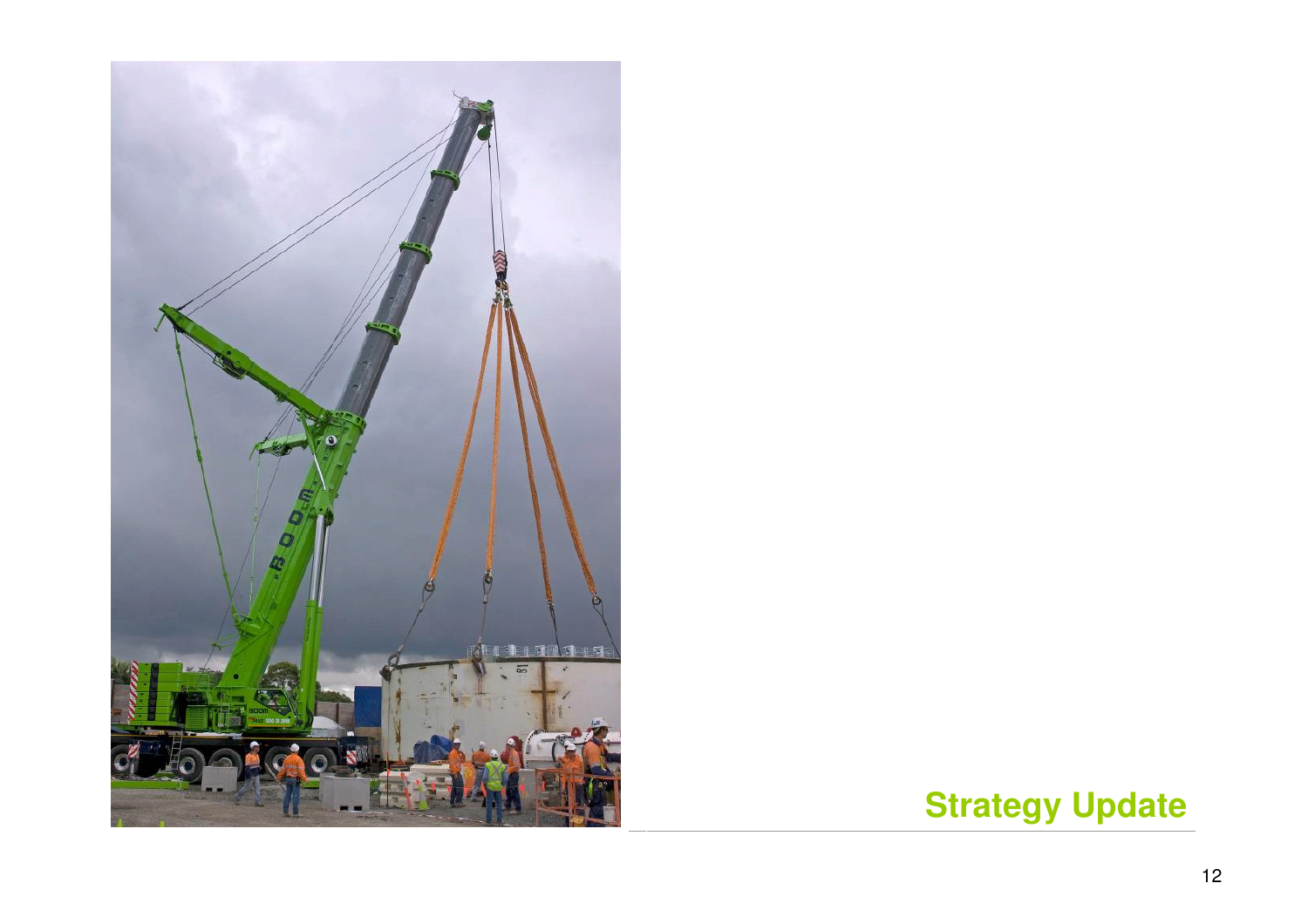# Strategy Update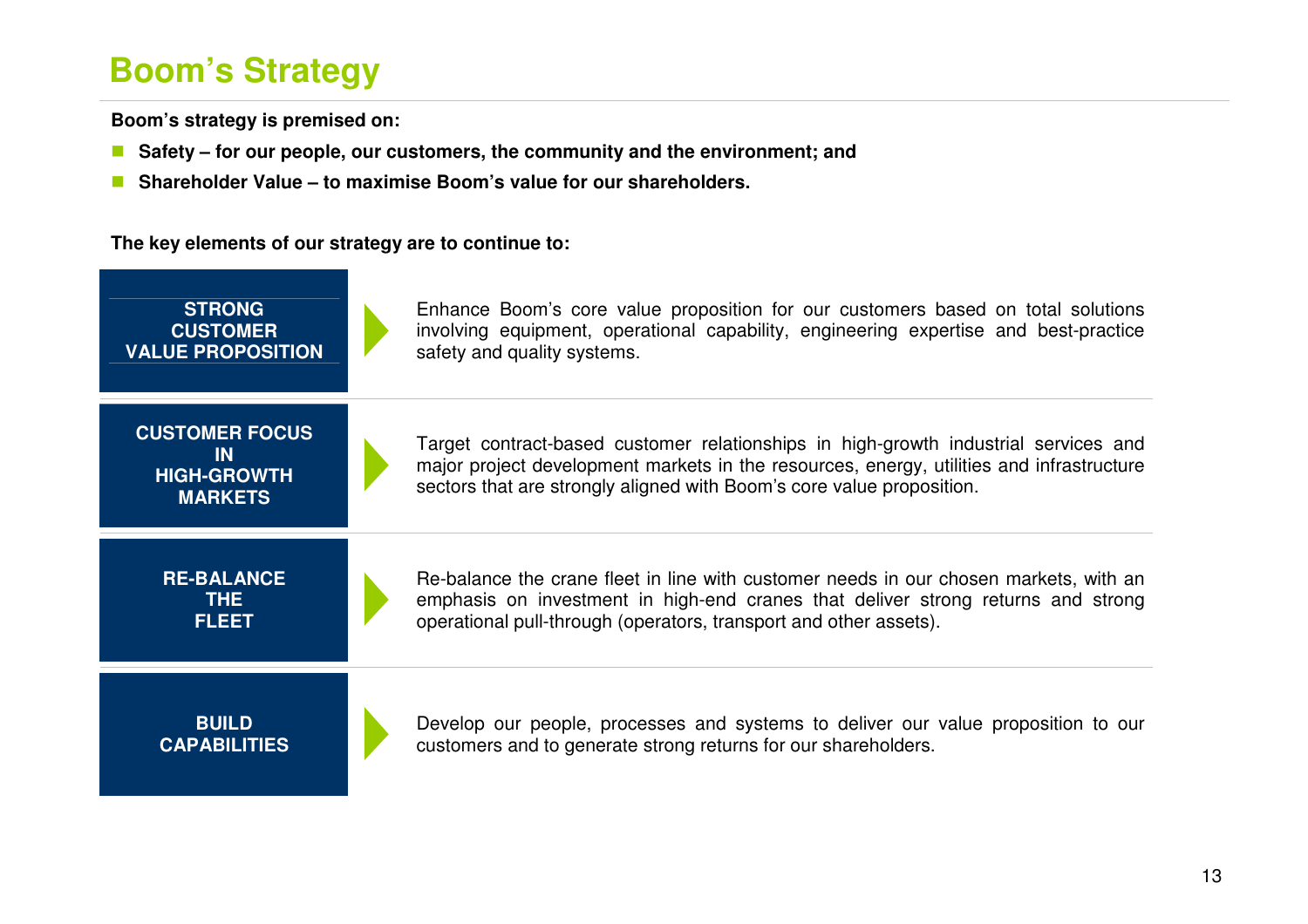# Boom's Strategy

**Boom's strategy is premised on:**

- **Safety – for our people, our customers, the community and the environment; and**
- **Shareholder Value – to maximise Boom's value for our shareholders.**

**The key elements of our strategy are to continue to:**

| Element | Description |
| --- | --- |
| **STRONG CUSTOMER VALUE PROPOSITION** | Enhance Boom's core value proposition for our customers based on total solutions involving equipment, operational capability, engineering expertise and best-practice safety and quality systems. |
| **CUSTOMER FOCUS IN HIGH-GROWTH MARKETS** | Target contract-based customer relationships in high-growth industrial services and major project development markets in the resources, energy, utilities and infrastructure sectors that are strongly aligned with Boom's core value proposition. |
| **RE-BALANCE THE FLEET** | Re-balance the crane fleet in line with customer needs in our chosen markets, with an emphasis on investment in high-end cranes that deliver strong returns and strong operational pull-through (operators, transport and other assets). |
| **BUILD CAPABILITIES** | Develop our people, processes and systems to deliver our value proposition to our customers and to generate strong returns for our shareholders. |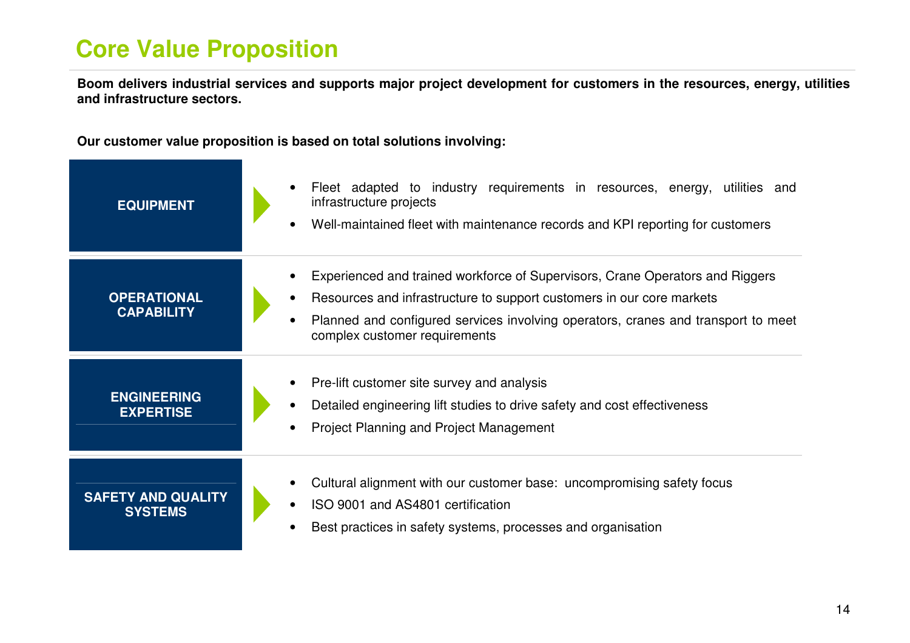# Core Value Proposition

**Boom delivers industrial services and supports major project development for customers in the resources, energy, utilities and infrastructure sectors.**

**Our customer value proposition is based on total solutions involving:**

### EQUIPMENT

- Fleet adapted to industry requirements in resources, energy, utilities and infrastructure projects
- Well-maintained fleet with maintenance records and KPI reporting for customers

### OPERATIONAL CAPABILITY

- Experienced and trained workforce of Supervisors, Crane Operators and Riggers
- Resources and infrastructure to support customers in our core markets
- Planned and configured services involving operators, cranes and transport to meet complex customer requirements

### ENGINEERING EXPERTISE

- Pre-lift customer site survey and analysis
- Detailed engineering lift studies to drive safety and cost effectiveness
- Project Planning and Project Management

### SAFETY AND QUALITY SYSTEMS

- Cultural alignment with our customer base: uncompromising safety focus
- ISO 9001 and AS4801 certification
- Best practices in safety systems, processes and organisation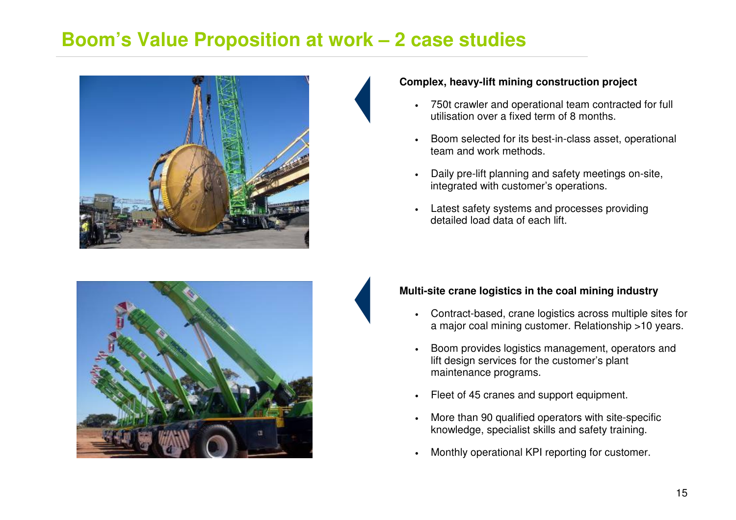# Boom's Value Proposition at work – 2 case studies

**Complex, heavy-lift mining construction project**

- 750t crawler and operational team contracted for full utilisation over a fixed term of 8 months.
- Boom selected for its best-in-class asset, operational team and work methods.
- Daily pre-lift planning and safety meetings on-site, integrated with customer's operations.
- Latest safety systems and processes providing detailed load data of each lift.

**Multi-site crane logistics in the coal mining industry**

- Contract-based, crane logistics across multiple sites for a major coal mining customer. Relationship >10 years.
- Boom provides logistics management, operators and lift design services for the customer's plant maintenance programs.
- Fleet of 45 cranes and support equipment.
- More than 90 qualified operators with site-specific knowledge, specialist skills and safety training.
- Monthly operational KPI reporting for customer.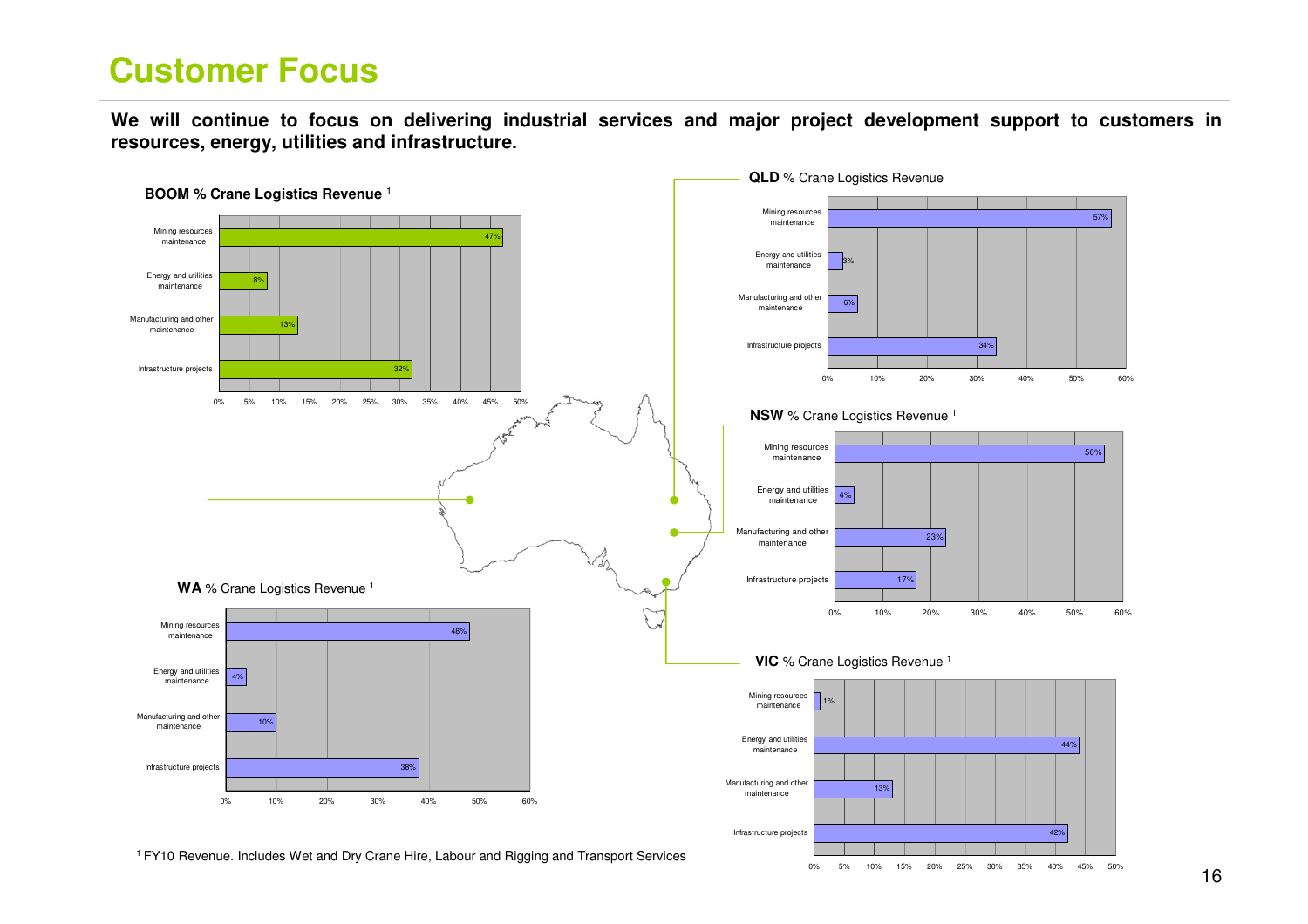# Customer Focus

**We will continue to focus on delivering industrial services and major project development support to customers in resources, energy, utilities and infrastructure.**

**BOOM % Crane Logistics Revenue** [1]

| Category | % |
| --- | --- |
| Mining resources maintenance | 47% |
| Energy and utilities maintenance | 8% |
| Manufacturing and other maintenance | 13% |
| Infrastructure projects | 32% |

**QLD** % Crane Logistics Revenue [1]

| Category | % |
| --- | --- |
| Mining resources maintenance | 57% |
| Energy and utilities maintenance | 3% |
| Manufacturing and other maintenance | 6% |
| Infrastructure projects | 34% |

**NSW** % Crane Logistics Revenue [1]

| Category | % |
| --- | --- |
| Mining resources maintenance | 56% |
| Energy and utilities maintenance | 4% |
| Manufacturing and other maintenance | 23% |
| Infrastructure projects | 17% |

**WA** % Crane Logistics Revenue [1]

| Category | % |
| --- | --- |
| Mining resources maintenance | 48% |
| Energy and utilities maintenance | 4% |
| Manufacturing and other maintenance | 10% |
| Infrastructure projects | 38% |

**VIC** % Crane Logistics Revenue [1]

| Category | % |
| --- | --- |
| Mining resources maintenance | 1% |
| Energy and utilities maintenance | 44% |
| Manufacturing and other maintenance | 13% |
| Infrastructure projects | 42% |

[1] FY10 Revenue. Includes Wet and Dry Crane Hire, Labour and Rigging and Transport Services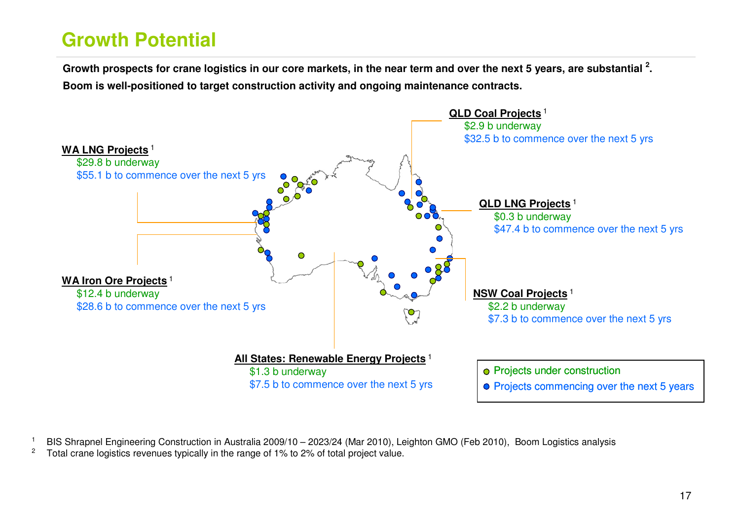# Growth Potential

**Growth prospects for crane logistics in our core markets, in the near term and over the next 5 years, are substantial [2]. Boom is well-positioned to target construction activity and ongoing maintenance contracts.**

**WA LNG Projects** [1]
- $29.8 b underway
- $55.1 b to commence over the next 5 yrs

**WA Iron Ore Projects** [1]
- $12.4 b underway
- $28.6 b to commence over the next 5 yrs

**QLD Coal Projects** [1]
- $2.9 b underway
- $32.5 b to commence over the next 5 yrs

**QLD LNG Projects** [1]
- $0.3 b underway
- $47.4 b to commence over the next 5 yrs

**NSW Coal Projects** [1]
- $2.2 b underway
- $7.3 b to commence over the next 5 yrs

**All States: Renewable Energy Projects** [1]
- $1.3 b underway
- $7.5 b to commence over the next 5 yrs

- Projects under construction
- Projects commencing over the next 5 years

[1] BIS Shrapnel Engineering Construction in Australia 2009/10 – 2023/24 (Mar 2010), Leighton GMO (Feb 2010), Boom Logistics analysis

[2] Total crane logistics revenues typically in the range of 1% to 2% of total project value.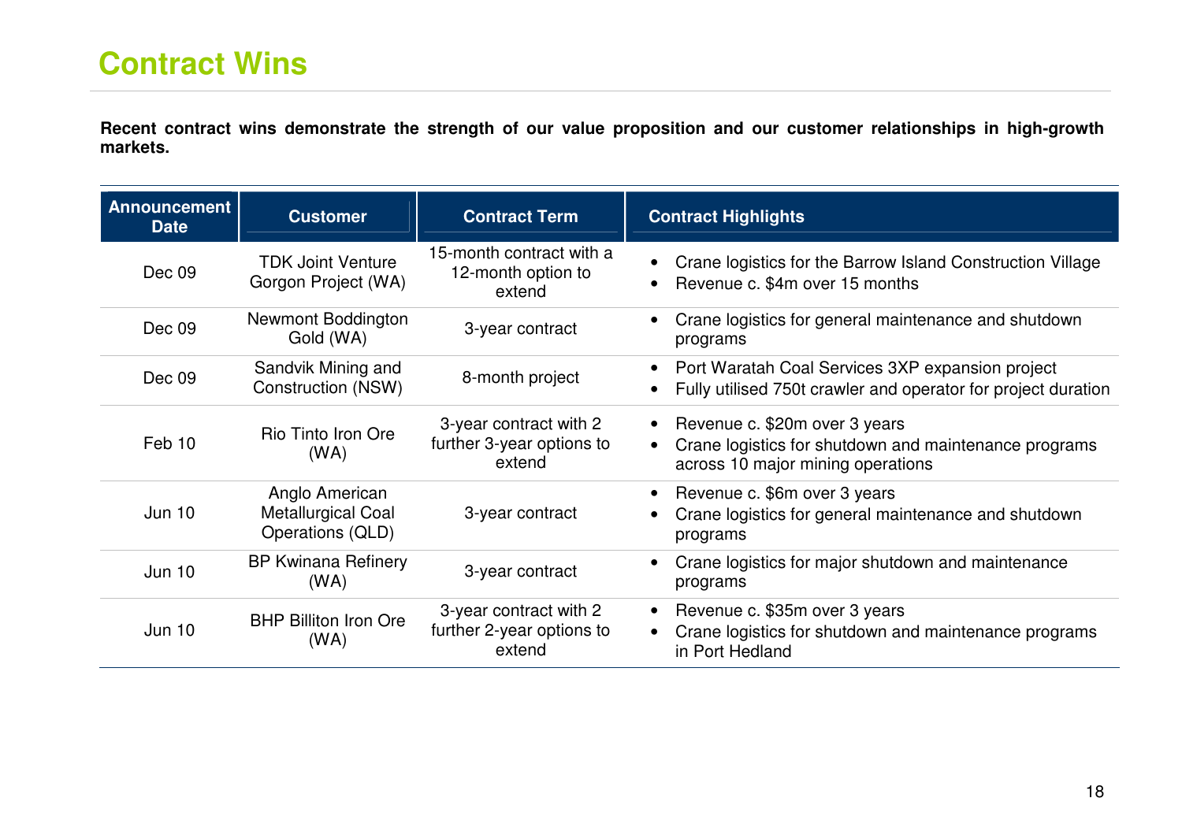# Contract Wins

**Recent contract wins demonstrate the strength of our value proposition and our customer relationships in high-growth markets.**

| Announcement Date | Customer | Contract Term | Contract Highlights |
|---|---|---|---|
| Dec 09 | TDK Joint Venture Gorgon Project (WA) | 15-month contract with a 12-month option to extend | • Crane logistics for the Barrow Island Construction Village<br>• Revenue c. $4m over 15 months |
| Dec 09 | Newmont Boddington Gold (WA) | 3-year contract | • Crane logistics for general maintenance and shutdown programs |
| Dec 09 | Sandvik Mining and Construction (NSW) | 8-month project | • Port Waratah Coal Services 3XP expansion project<br>• Fully utilised 750t crawler and operator for project duration |
| Feb 10 | Rio Tinto Iron Ore (WA) | 3-year contract with 2 further 3-year options to extend | • Revenue c. $20m over 3 years<br>• Crane logistics for shutdown and maintenance programs across 10 major mining operations |
| Jun 10 | Anglo American Metallurgical Coal Operations (QLD) | 3-year contract | • Revenue c. $6m over 3 years<br>• Crane logistics for general maintenance and shutdown programs |
| Jun 10 | BP Kwinana Refinery (WA) | 3-year contract | • Crane logistics for major shutdown and maintenance programs |
| Jun 10 | BHP Billiton Iron Ore (WA) | 3-year contract with 2 further 2-year options to extend | • Revenue c. $35m over 3 years<br>• Crane logistics for shutdown and maintenance programs in Port Hedland |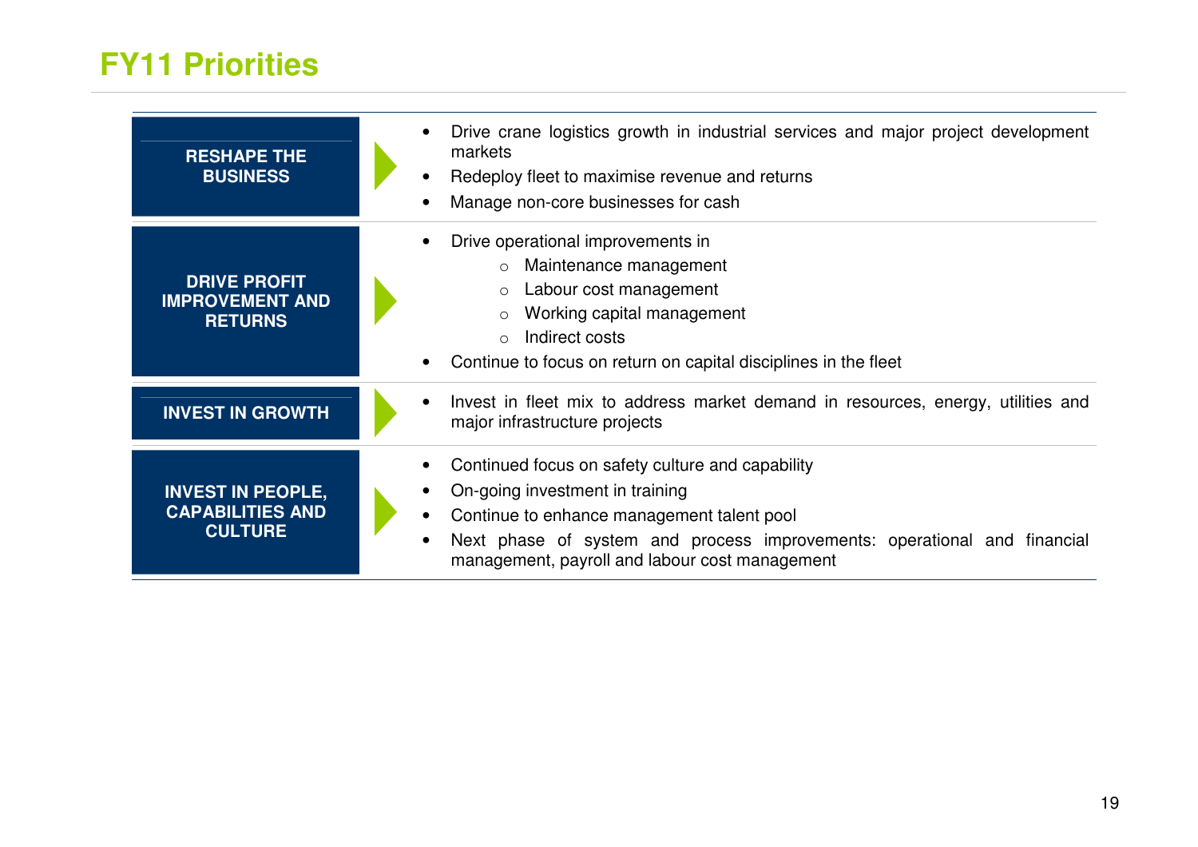# FY11 Priorities

## RESHAPE THE BUSINESS

- Drive crane logistics growth in industrial services and major project development markets
- Redeploy fleet to maximise revenue and returns
- Manage non-core businesses for cash

## DRIVE PROFIT IMPROVEMENT AND RETURNS

- Drive operational improvements in
  - Maintenance management
  - Labour cost management
  - Working capital management
  - Indirect costs
- Continue to focus on return on capital disciplines in the fleet

## INVEST IN GROWTH

- Invest in fleet mix to address market demand in resources, energy, utilities and major infrastructure projects

## INVEST IN PEOPLE, CAPABILITIES AND CULTURE

- Continued focus on safety culture and capability
- On-going investment in training
- Continue to enhance management talent pool
- Next phase of system and process improvements: operational and financial management, payroll and labour cost management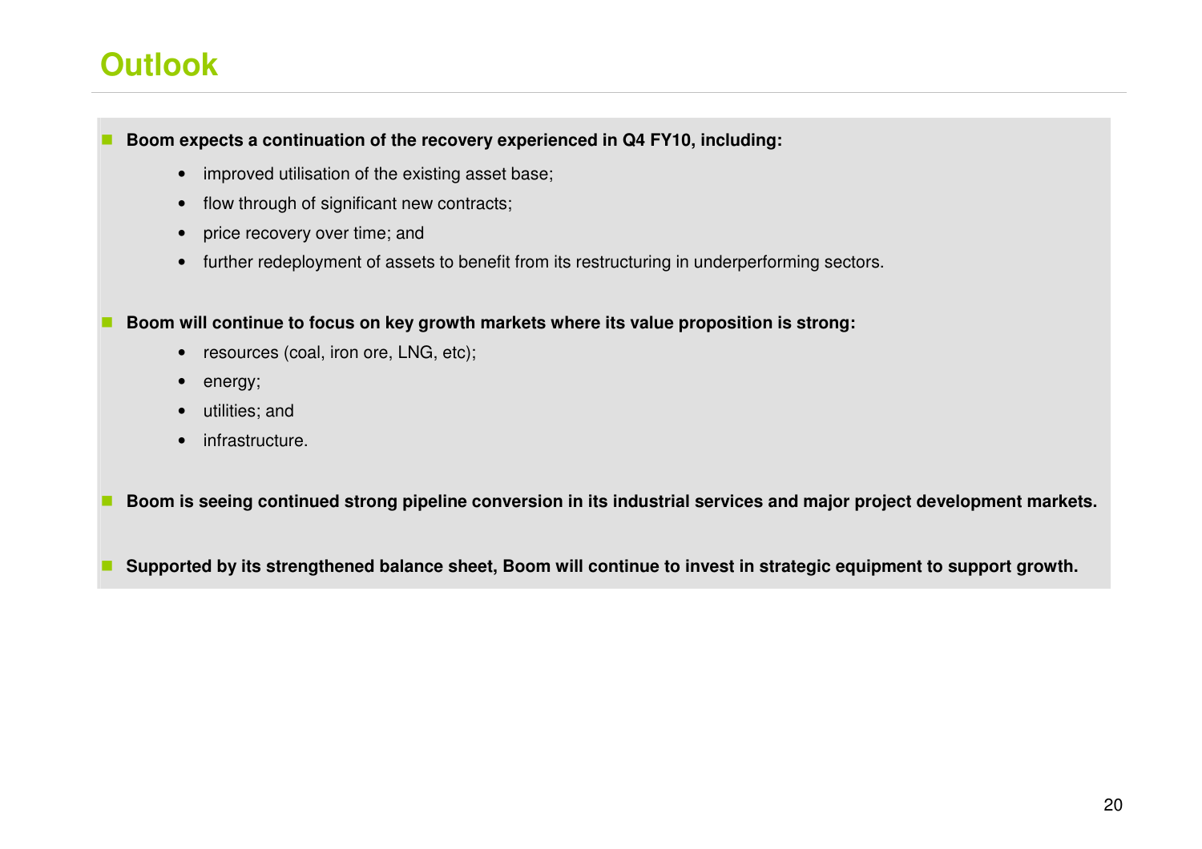# Outlook

- **Boom expects a continuation of the recovery experienced in Q4 FY10, including:**
  - improved utilisation of the existing asset base;
  - flow through of significant new contracts;
  - price recovery over time; and
  - further redeployment of assets to benefit from its restructuring in underperforming sectors.

- **Boom will continue to focus on key growth markets where its value proposition is strong:**
  - resources (coal, iron ore, LNG, etc);
  - energy;
  - utilities; and
  - infrastructure.

- **Boom is seeing continued strong pipeline conversion in its industrial services and major project development markets.**

- **Supported by its strengthened balance sheet, Boom will continue to invest in strategic equipment to support growth.**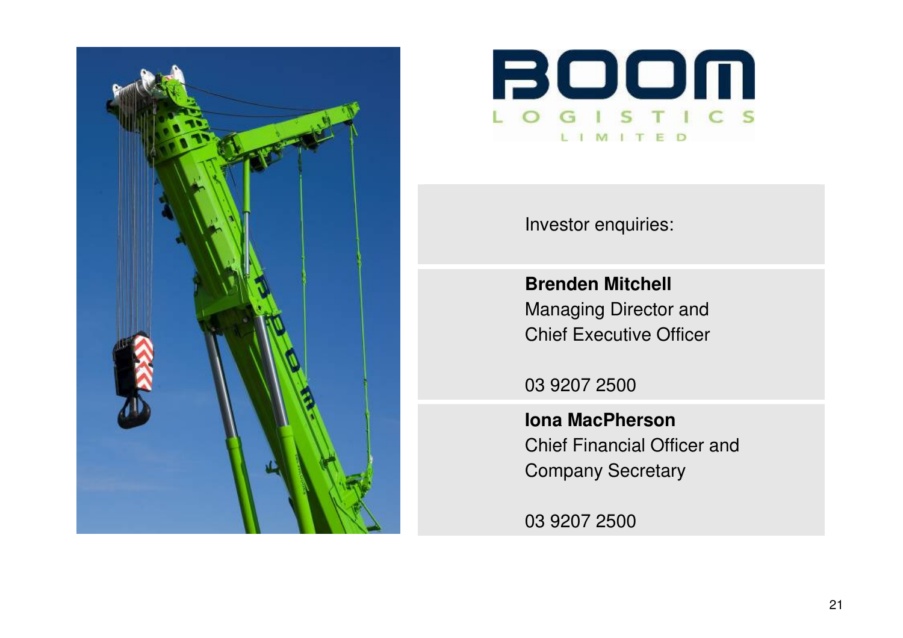BOOM LOGISTICS LIMITED

Investor enquiries:

**Brenden Mitchell**
Managing Director and
Chief Executive Officer

03 9207 2500

**Iona MacPherson**
Chief Financial Officer and
Company Secretary

03 9207 2500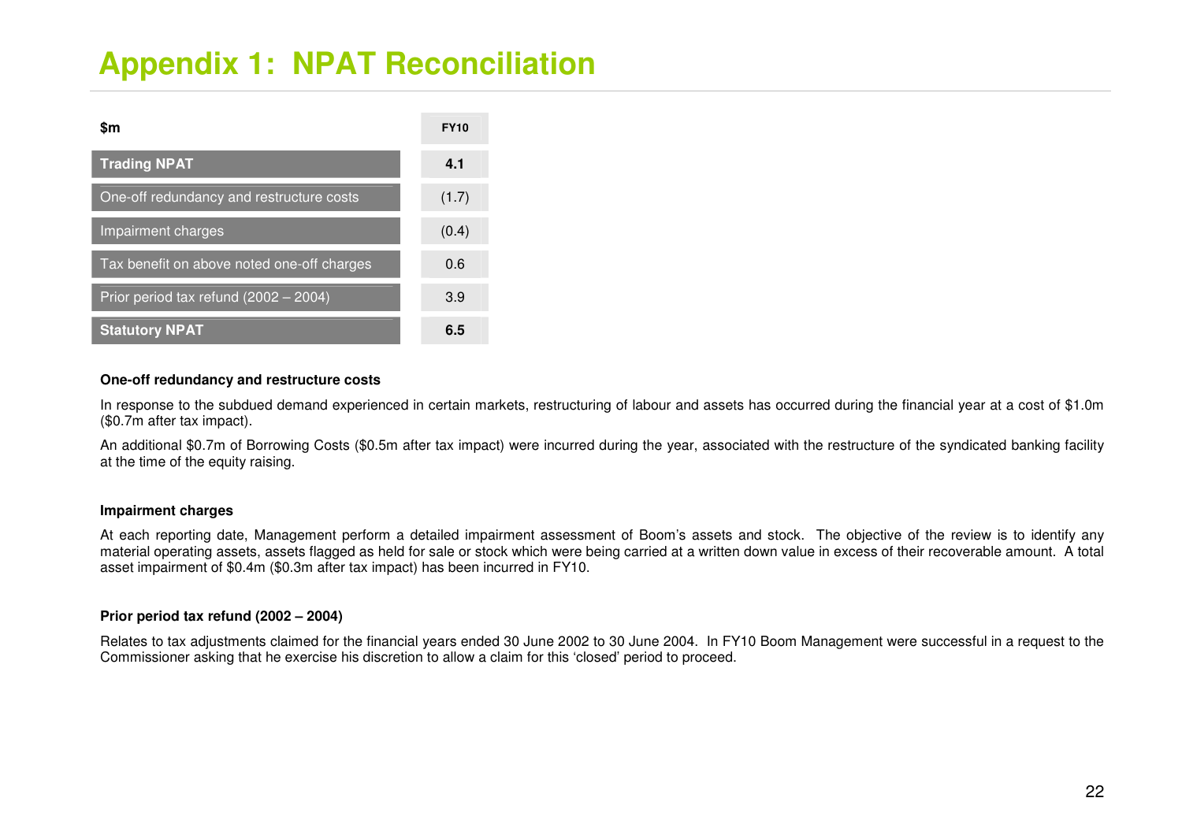# Appendix 1: NPAT Reconciliation

| $m | FY10 |
|---|---|
| **Trading NPAT** | **4.1** |
| One-off redundancy and restructure costs | (1.7) |
| Impairment charges | (0.4) |
| Tax benefit on above noted one-off charges | 0.6 |
| Prior period tax refund (2002 – 2004) | 3.9 |
| **Statutory NPAT** | **6.5** |

**One-off redundancy and restructure costs**

In response to the subdued demand experienced in certain markets, restructuring of labour and assets has occurred during the financial year at a cost of $1.0m ($0.7m after tax impact).

An additional $0.7m of Borrowing Costs ($0.5m after tax impact) were incurred during the year, associated with the restructure of the syndicated banking facility at the time of the equity raising.

**Impairment charges**

At each reporting date, Management perform a detailed impairment assessment of Boom's assets and stock. The objective of the review is to identify any material operating assets, assets flagged as held for sale or stock which were being carried at a written down value in excess of their recoverable amount. A total asset impairment of $0.4m ($0.3m after tax impact) has been incurred in FY10.

**Prior period tax refund (2002 – 2004)**

Relates to tax adjustments claimed for the financial years ended 30 June 2002 to 30 June 2004. In FY10 Boom Management were successful in a request to the Commissioner asking that he exercise his discretion to allow a claim for this 'closed' period to proceed.